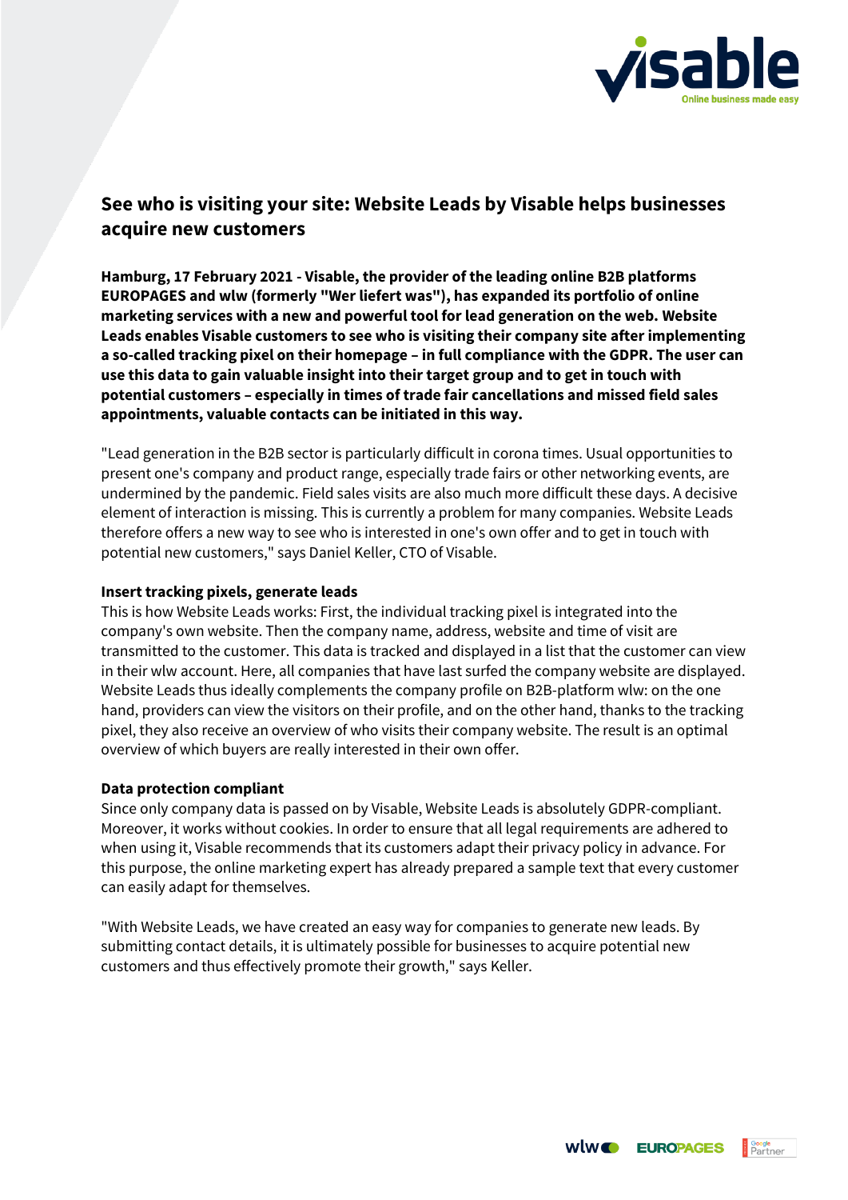# See who is visiting your site: Website Leads by Visable helps businesses acquire new customers

**Hamburg, 17 February 2021 - Visable, the provider of the leading online B2B platforms EUROPAGES and wlw (formerly "Wer liefert was"), has expanded its portfolio of online marketing services with a new and powerful tool for lead generation on the web. Website Leads enables Visable customers to see who is visiting their company site after implementing a so-called tracking pixel on their homepage – in full compliance with the GDPR. The user can use this data to gain valuable insight into their target group and to get in touch with potential customers – especially in times of trade fair cancellations and missed field sales appointments, valuable contacts can be initiated in this way.**

"Lead generation in the B2B sector is particularly difficult in corona times. Usual opportunities to present one's company and product range, especially trade fairs or other networking events, are undermined by the pandemic. Field sales visits are also much more difficult these days. A decisive element of interaction is missing. This is currently a problem for many companies. Website Leads therefore offers a new way to see who is interested in one's own offer and to get in touch with potential new customers," says Daniel Keller, CTO of Visable.

**Insert tracking pixels, generate leads**

This is how Website Leads works: First, the individual tracking pixel is integrated into the company's own website. Then the company name, address, website and time of visit are transmitted to the customer. This data is tracked and displayed in a list that the customer can view in their wlw account. Here, all companies that have last surfed the company website are displayed. Website Leads thus ideally complements the company profile on B2B-platform wlw: on the one hand, providers can view the visitors on their profile, and on the other hand, thanks to the tracking pixel, they also receive an overview of who visits their company website. The result is an optimal overview of which buyers are really interested in their own offer.

**Data protection compliant**

Since only company data is passed on by Visable, Website Leads is absolutely GDPR-compliant. Moreover, it works without cookies. In order to ensure that all legal requirements are adhered to when using it, Visable recommends that its customers adapt their privacy policy in advance. For this purpose, the online marketing expert has already prepared a sample text that every customer can easily adapt for themselves.

"With Website Leads, we have created an easy way for companies to generate new leads. By submitting contact details, it is ultimately possible for businesses to acquire potential new customers and thus effectively promote their growth," says Keller.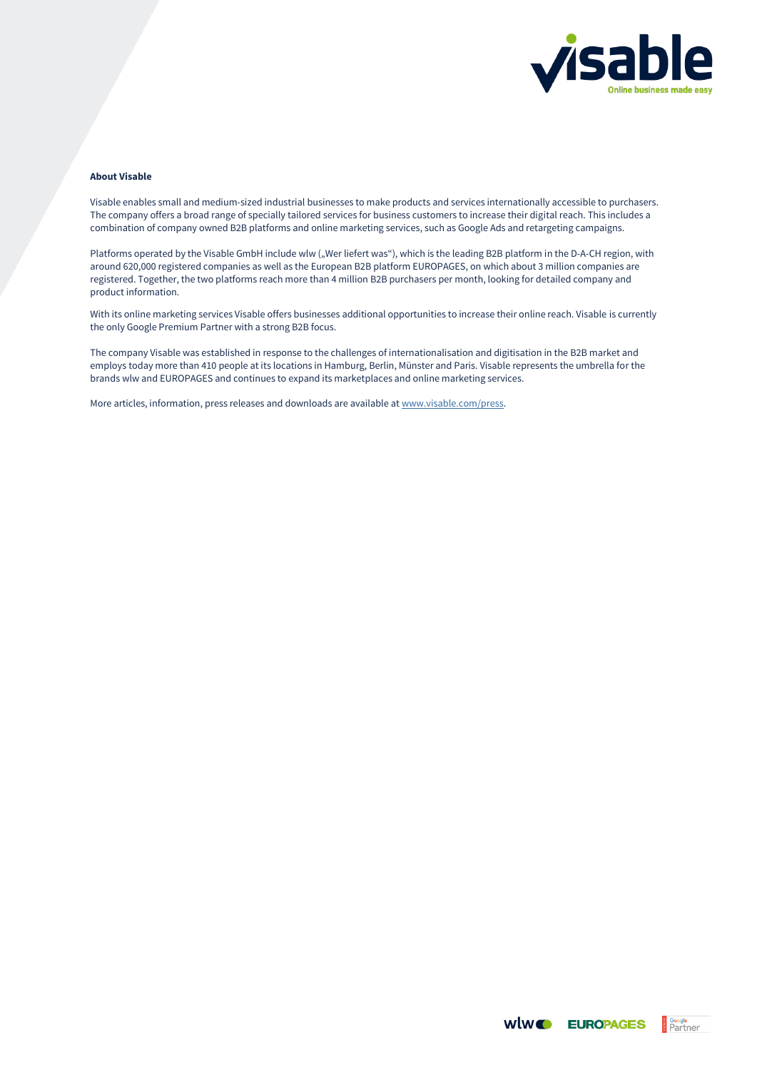**About Visable**

Visable enables small and medium-sized industrial businesses to make products and services internationally accessible to purchasers. The company offers a broad range of specially tailored services for business customers to increase their digital reach. This includes a combination of company owned B2B platforms and online marketing services, such as Google Ads and retargeting campaigns.

Platforms operated by the Visable GmbH include wlw („Wer liefert was"), which is the leading B2B platform in the D-A-CH region, with around 620,000 registered companies as well as the European B2B platform EUROPAGES, on which about 3 million companies are registered. Together, the two platforms reach more than 4 million B2B purchasers per month, looking for detailed company and product information.

With its online marketing services Visable offers businesses additional opportunities to increase their online reach. Visable is currently the only Google Premium Partner with a strong B2B focus.

The company Visable was established in response to the challenges of internationalisation and digitisation in the B2B market and employs today more than 410 people at its locations in Hamburg, Berlin, Münster and Paris. Visable represents the umbrella for the brands wlw and EUROPAGES and continues to expand its marketplaces and online marketing services.

More articles, information, press releases and downloads are available at [www.visable.com/press](http://www.visable.com/press).